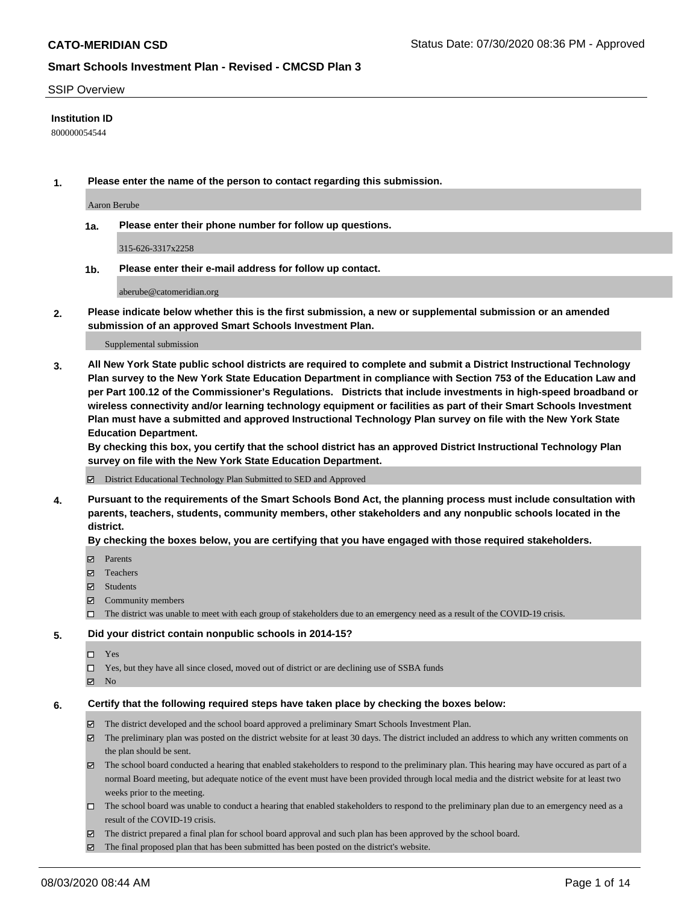**CATO-MERIDIAN CSD**

Status Date: 07/30/2020 08:36 PM - Approved

**Smart Schools Investment Plan - Revised - CMCSD Plan 3**

SSIP Overview

**Institution ID**

800000054544

**1. Please enter the name of the person to contact regarding this submission.**

Aaron Berube

**1a. Please enter their phone number for follow up questions.**

315-626-3317x2258

**1b. Please enter their e-mail address for follow up contact.**

aberube@catomeridian.org

**2. Please indicate below whether this is the first submission, a new or supplemental submission or an amended submission of an approved Smart Schools Investment Plan.**

Supplemental submission

**3. All New York State public school districts are required to complete and submit a District Instructional Technology Plan survey to the New York State Education Department in compliance with Section 753 of the Education Law and per Part 100.12 of the Commissioner's Regulations. Districts that include investments in high-speed broadband or wireless connectivity and/or learning technology equipment or facilities as part of their Smart Schools Investment Plan must have a submitted and approved Instructional Technology Plan survey on file with the New York State Education Department.**
**By checking this box, you certify that the school district has an approved District Instructional Technology Plan survey on file with the New York State Education Department.**

☑ District Educational Technology Plan Submitted to SED and Approved

**4. Pursuant to the requirements of the Smart Schools Bond Act, the planning process must include consultation with parents, teachers, students, community members, other stakeholders and any nonpublic schools located in the district.**
**By checking the boxes below, you are certifying that you have engaged with those required stakeholders.**

☑ Parents
☑ Teachers
☑ Students
☑ Community members
☐ The district was unable to meet with each group of stakeholders due to an emergency need as a result of the COVID-19 crisis.

**5. Did your district contain nonpublic schools in 2014-15?**

☐ Yes
☐ Yes, but they have all since closed, moved out of district or are declining use of SSBA funds
☑ No

**6. Certify that the following required steps have taken place by checking the boxes below:**

☑ The district developed and the school board approved a preliminary Smart Schools Investment Plan.
☑ The preliminary plan was posted on the district website for at least 30 days. The district included an address to which any written comments on the plan should be sent.
☑ The school board conducted a hearing that enabled stakeholders to respond to the preliminary plan. This hearing may have occured as part of a normal Board meeting, but adequate notice of the event must have been provided through local media and the district website for at least two weeks prior to the meeting.
☐ The school board was unable to conduct a hearing that enabled stakeholders to respond to the preliminary plan due to an emergency need as a result of the COVID-19 crisis.
☑ The district prepared a final plan for school board approval and such plan has been approved by the school board.
☑ The final proposed plan that has been submitted has been posted on the district's website.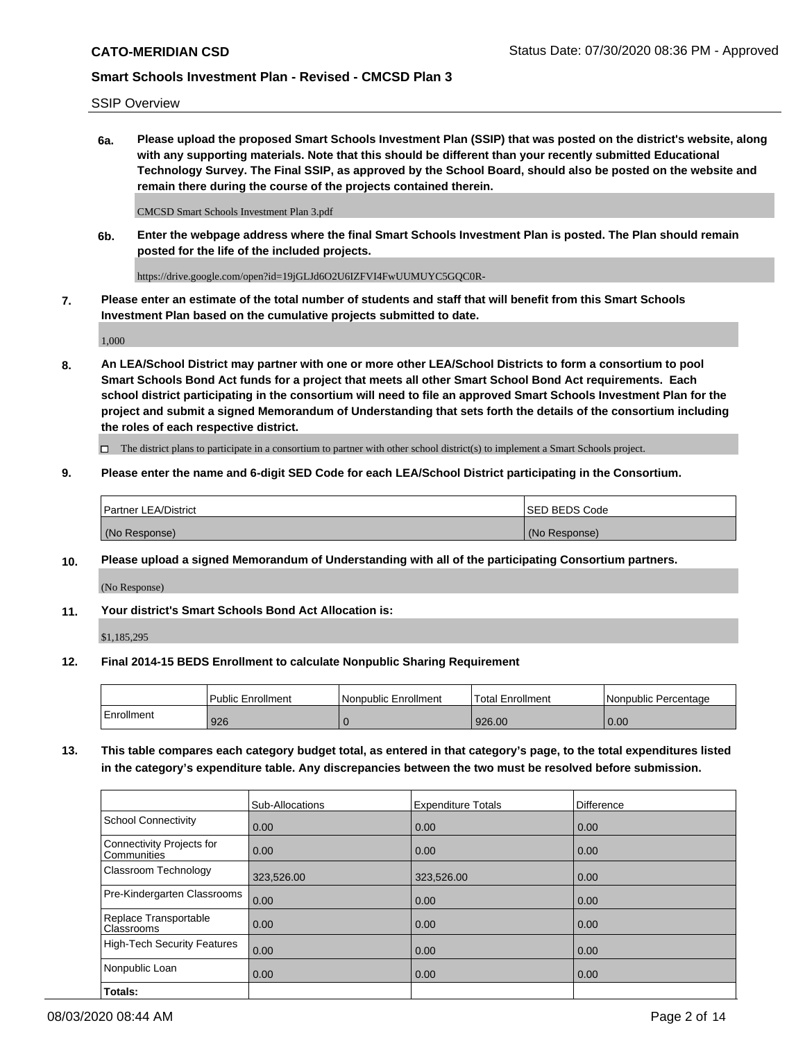SSIP Overview

**6a. Please upload the proposed Smart Schools Investment Plan (SSIP) that was posted on the district's website, along with any supporting materials. Note that this should be different than your recently submitted Educational Technology Survey. The Final SSIP, as approved by the School Board, should also be posted on the website and remain there during the course of the projects contained therein.**

CMCSD Smart Schools Investment Plan 3.pdf

**6b. Enter the webpage address where the final Smart Schools Investment Plan is posted. The Plan should remain posted for the life of the included projects.**

https://drive.google.com/open?id=19jGLJd6O2U6IZFVI4FwUUMUYC5GQC0R-

**7. Please enter an estimate of the total number of students and staff that will benefit from this Smart Schools Investment Plan based on the cumulative projects submitted to date.**

1,000

**8. An LEA/School District may partner with one or more other LEA/School Districts to form a consortium to pool Smart Schools Bond Act funds for a project that meets all other Smart School Bond Act requirements. Each school district participating in the consortium will need to file an approved Smart Schools Investment Plan for the project and submit a signed Memorandum of Understanding that sets forth the details of the consortium including the roles of each respective district.**

☐ The district plans to participate in a consortium to partner with other school district(s) to implement a Smart Schools project.

**9. Please enter the name and 6-digit SED Code for each LEA/School District participating in the Consortium.**

| Partner LEA/District | SED BEDS Code |
|---|---|
| (No Response) | (No Response) |

**10. Please upload a signed Memorandum of Understanding with all of the participating Consortium partners.**

(No Response)

**11. Your district's Smart Schools Bond Act Allocation is:**

$1,185,295

**12. Final 2014-15 BEDS Enrollment to calculate Nonpublic Sharing Requirement**

| | Public Enrollment | Nonpublic Enrollment | Total Enrollment | Nonpublic Percentage |
|---|---|---|---|---|
| Enrollment | 926 | 0 | 926.00 | 0.00 |

**13. This table compares each category budget total, as entered in that category's page, to the total expenditures listed in the category's expenditure table. Any discrepancies between the two must be resolved before submission.**

| | Sub-Allocations | Expenditure Totals | Difference |
|---|---|---|---|
| School Connectivity | 0.00 | 0.00 | 0.00 |
| Connectivity Projects for Communities | 0.00 | 0.00 | 0.00 |
| Classroom Technology | 323,526.00 | 323,526.00 | 0.00 |
| Pre-Kindergarten Classrooms | 0.00 | 0.00 | 0.00 |
| Replace Transportable Classrooms | 0.00 | 0.00 | 0.00 |
| High-Tech Security Features | 0.00 | 0.00 | 0.00 |
| Nonpublic Loan | 0.00 | 0.00 | 0.00 |
| **Totals:** | | | |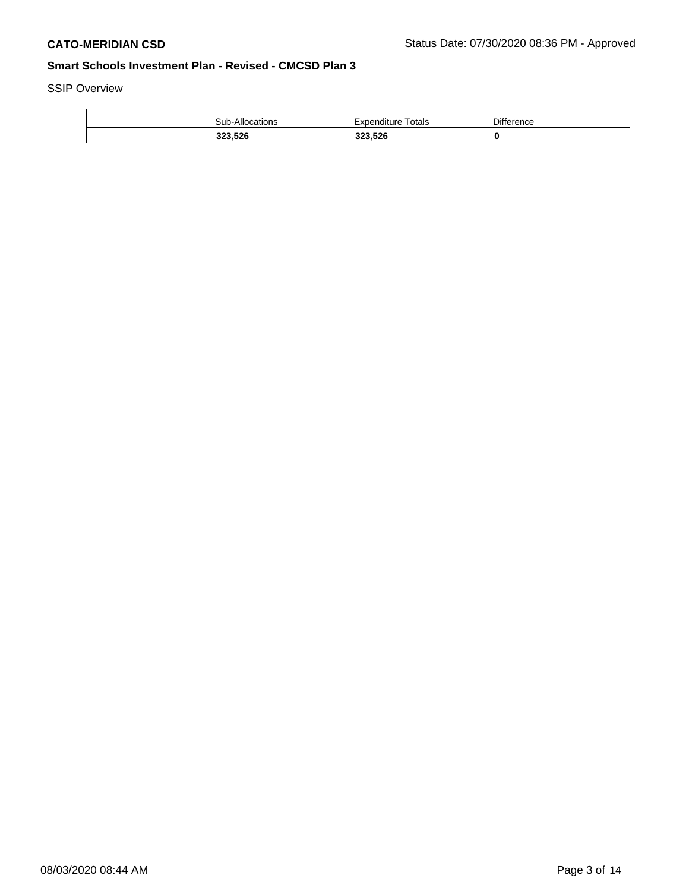SSIP Overview

| | Sub-Allocations | Expenditure Totals | Difference |
|---|---|---|---|
| | **323,526** | **323,526** | **0** |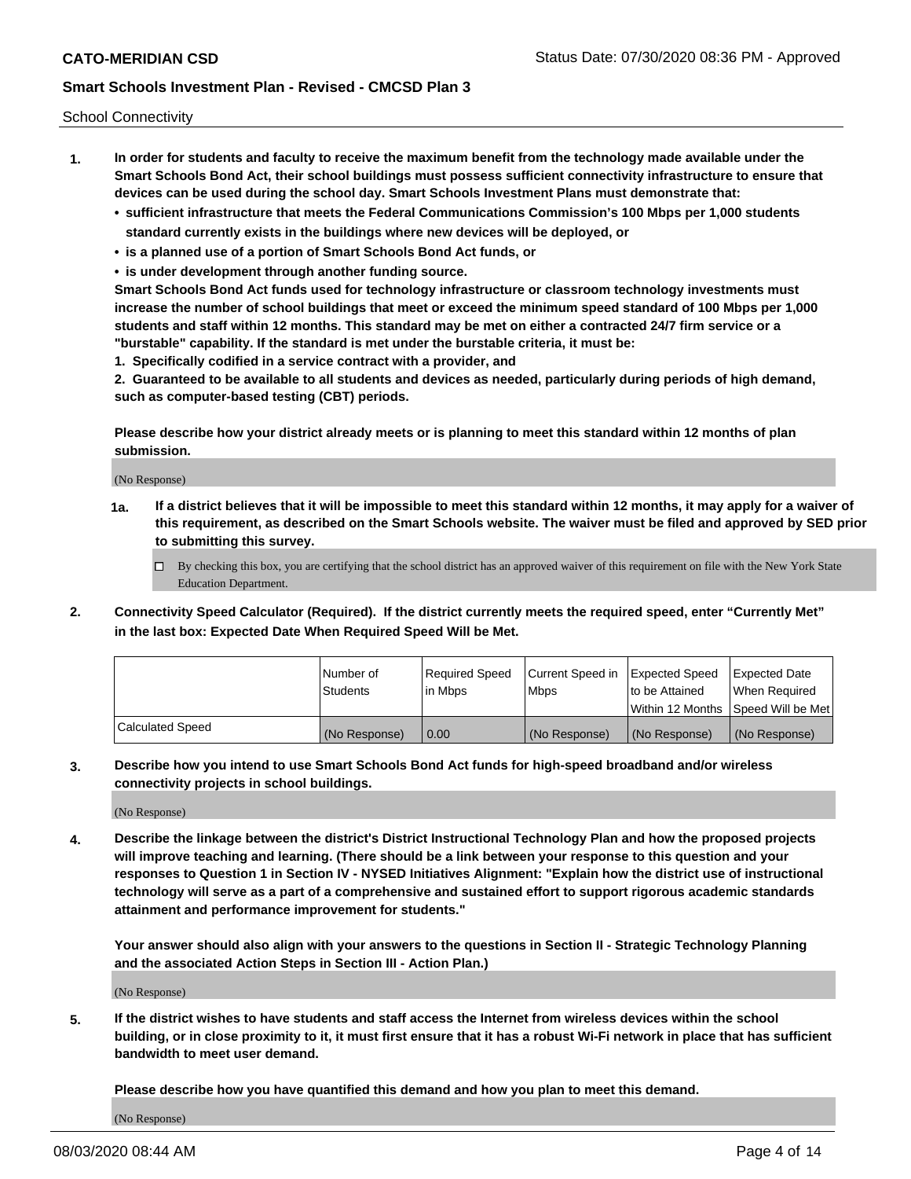School Connectivity

1. **In order for students and faculty to receive the maximum benefit from the technology made available under the Smart Schools Bond Act, their school buildings must possess sufficient connectivity infrastructure to ensure that devices can be used during the school day. Smart Schools Investment Plans must demonstrate that:**
   - **sufficient infrastructure that meets the Federal Communications Commission's 100 Mbps per 1,000 students standard currently exists in the buildings where new devices will be deployed, or**
   - **is a planned use of a portion of Smart Schools Bond Act funds, or**
   - **is under development through another funding source.**

   **Smart Schools Bond Act funds used for technology infrastructure or classroom technology investments must increase the number of school buildings that meet or exceed the minimum speed standard of 100 Mbps per 1,000 students and staff within 12 months. This standard may be met on either a contracted 24/7 firm service or a "burstable" capability. If the standard is met under the burstable criteria, it must be:**

   **1. Specifically codified in a service contract with a provider, and**

   **2. Guaranteed to be available to all students and devices as needed, particularly during periods of high demand, such as computer-based testing (CBT) periods.**

   **Please describe how your district already meets or is planning to meet this standard within 12 months of plan submission.**

   (No Response)

   **1a. If a district believes that it will be impossible to meet this standard within 12 months, it may apply for a waiver of this requirement, as described on the Smart Schools website. The waiver must be filed and approved by SED prior to submitting this survey.**

   ☐ By checking this box, you are certifying that the school district has an approved waiver of this requirement on file with the New York State Education Department.

2. **Connectivity Speed Calculator (Required). If the district currently meets the required speed, enter "Currently Met" in the last box: Expected Date When Required Speed Will be Met.**

| | Number of Students | Required Speed in Mbps | Current Speed in Mbps | Expected Speed to be Attained Within 12 Months | Expected Date When Required Speed Will be Met |
|---|---|---|---|---|---|
| Calculated Speed | (No Response) | 0.00 | (No Response) | (No Response) | (No Response) |

3. **Describe how you intend to use Smart Schools Bond Act funds for high-speed broadband and/or wireless connectivity projects in school buildings.**

   (No Response)

4. **Describe the linkage between the district's District Instructional Technology Plan and how the proposed projects will improve teaching and learning. (There should be a link between your response to this question and your responses to Question 1 in Section IV - NYSED Initiatives Alignment: "Explain how the district use of instructional technology will serve as a part of a comprehensive and sustained effort to support rigorous academic standards attainment and performance improvement for students."**

   **Your answer should also align with your answers to the questions in Section II - Strategic Technology Planning and the associated Action Steps in Section III - Action Plan.)**

   (No Response)

5. **If the district wishes to have students and staff access the Internet from wireless devices within the school building, or in close proximity to it, it must first ensure that it has a robust Wi-Fi network in place that has sufficient bandwidth to meet user demand.**

   **Please describe how you have quantified this demand and how you plan to meet this demand.**

   (No Response)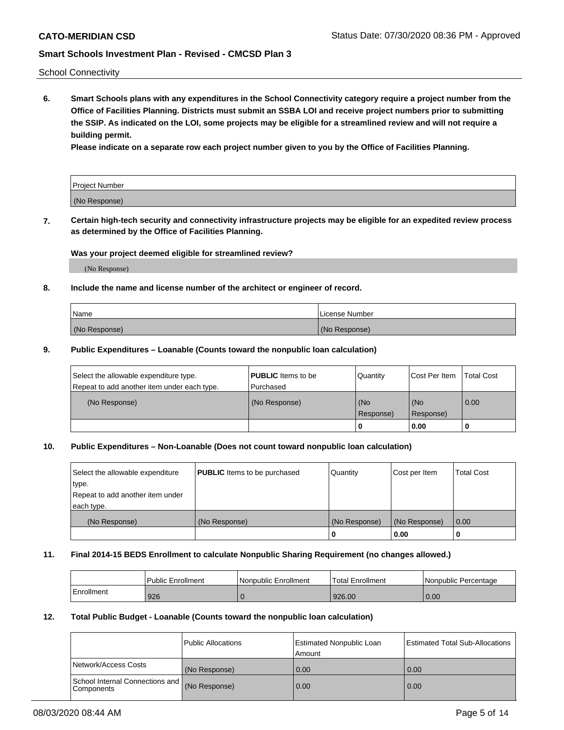School Connectivity

**6. Smart Schools plans with any expenditures in the School Connectivity category require a project number from the Office of Facilities Planning. Districts must submit an SSBA LOI and receive project numbers prior to submitting the SSIP. As indicated on the LOI, some projects may be eligible for a streamlined review and will not require a building permit.**

**Please indicate on a separate row each project number given to you by the Office of Facilities Planning.**

| Project Number |
| --- |
| (No Response) |

**7. Certain high-tech security and connectivity infrastructure projects may be eligible for an expedited review process as determined by the Office of Facilities Planning.**

**Was your project deemed eligible for streamlined review?**

(No Response)

**8. Include the name and license number of the architect or engineer of record.**

| Name | License Number |
| --- | --- |
| (No Response) | (No Response) |

**9. Public Expenditures – Loanable (Counts toward the nonpublic loan calculation)**

| Select the allowable expenditure type. Repeat to add another item under each type. | **PUBLIC** Items to be Purchased | Quantity | Cost Per Item | Total Cost |
| --- | --- | --- | --- | --- |
| (No Response) | (No Response) | (No Response) | (No Response) | 0.00 |
| | | 0 | 0.00 | 0 |

**10. Public Expenditures – Non-Loanable (Does not count toward nonpublic loan calculation)**

| Select the allowable expenditure type. Repeat to add another item under each type. | **PUBLIC** Items to be purchased | Quantity | Cost per Item | Total Cost |
| --- | --- | --- | --- | --- |
| (No Response) | (No Response) | (No Response) | (No Response) | 0.00 |
| | | 0 | 0.00 | 0 |

**11. Final 2014-15 BEDS Enrollment to calculate Nonpublic Sharing Requirement (no changes allowed.)**

| | Public Enrollment | Nonpublic Enrollment | Total Enrollment | Nonpublic Percentage |
| --- | --- | --- | --- | --- |
| Enrollment | 926 | 0 | 926.00 | 0.00 |

**12. Total Public Budget - Loanable (Counts toward the nonpublic loan calculation)**

| | Public Allocations | Estimated Nonpublic Loan Amount | Estimated Total Sub-Allocations |
| --- | --- | --- | --- |
| Network/Access Costs | (No Response) | 0.00 | 0.00 |
| School Internal Connections and Components | (No Response) | 0.00 | 0.00 |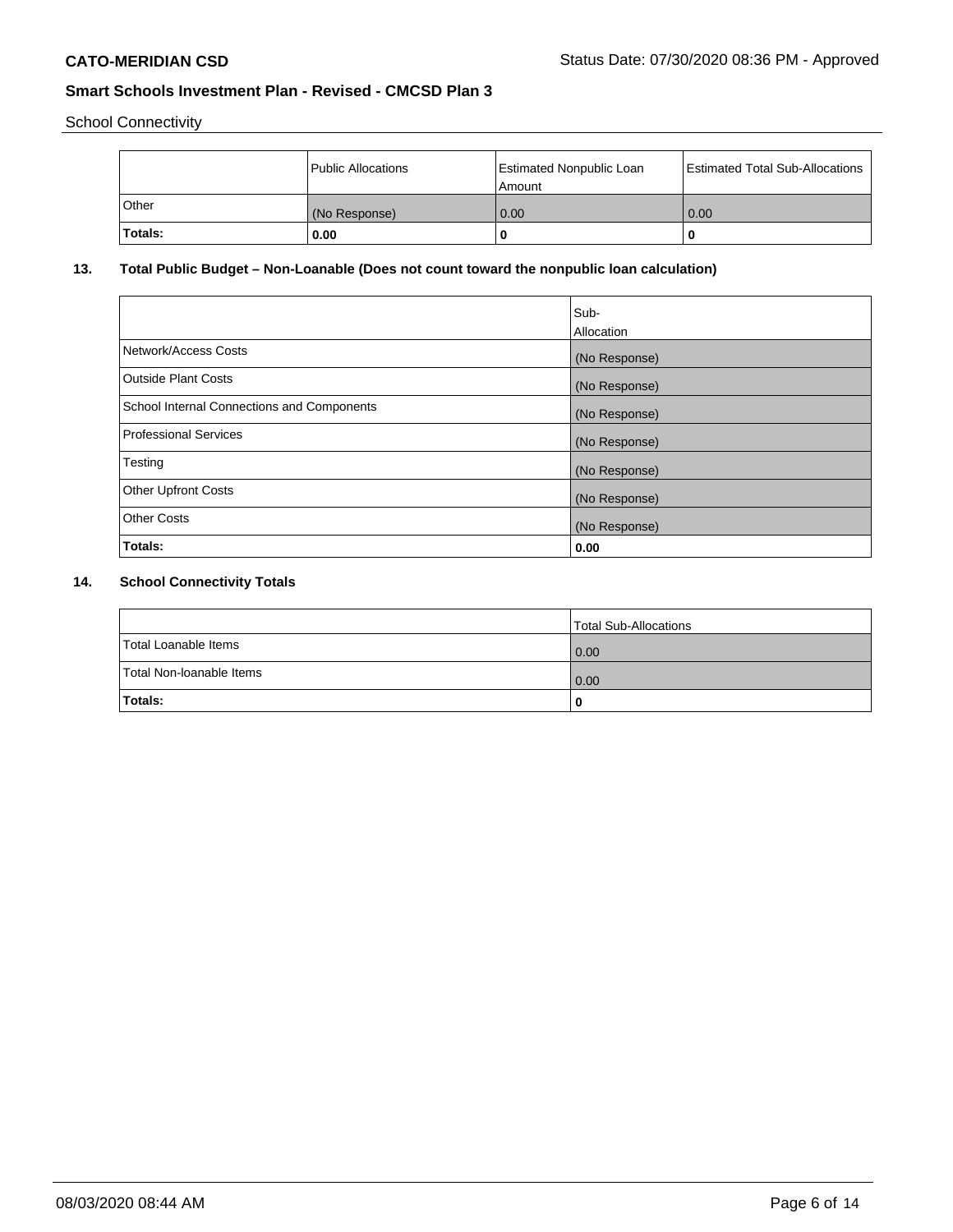School Connectivity

| | Public Allocations | Estimated Nonpublic Loan Amount | Estimated Total Sub-Allocations |
|---|---|---|---|
| Other | (No Response) | 0.00 | 0.00 |
| **Totals:** | **0.00** | **0** | **0** |

## 13. Total Public Budget – Non-Loanable (Does not count toward the nonpublic loan calculation)

| | Sub-Allocation |
|---|---|
| Network/Access Costs | (No Response) |
| Outside Plant Costs | (No Response) |
| School Internal Connections and Components | (No Response) |
| Professional Services | (No Response) |
| Testing | (No Response) |
| Other Upfront Costs | (No Response) |
| Other Costs | (No Response) |
| **Totals:** | **0.00** |

## 14. School Connectivity Totals

| | Total Sub-Allocations |
|---|---|
| Total Loanable Items | 0.00 |
| Total Non-loanable Items | 0.00 |
| **Totals:** | **0** |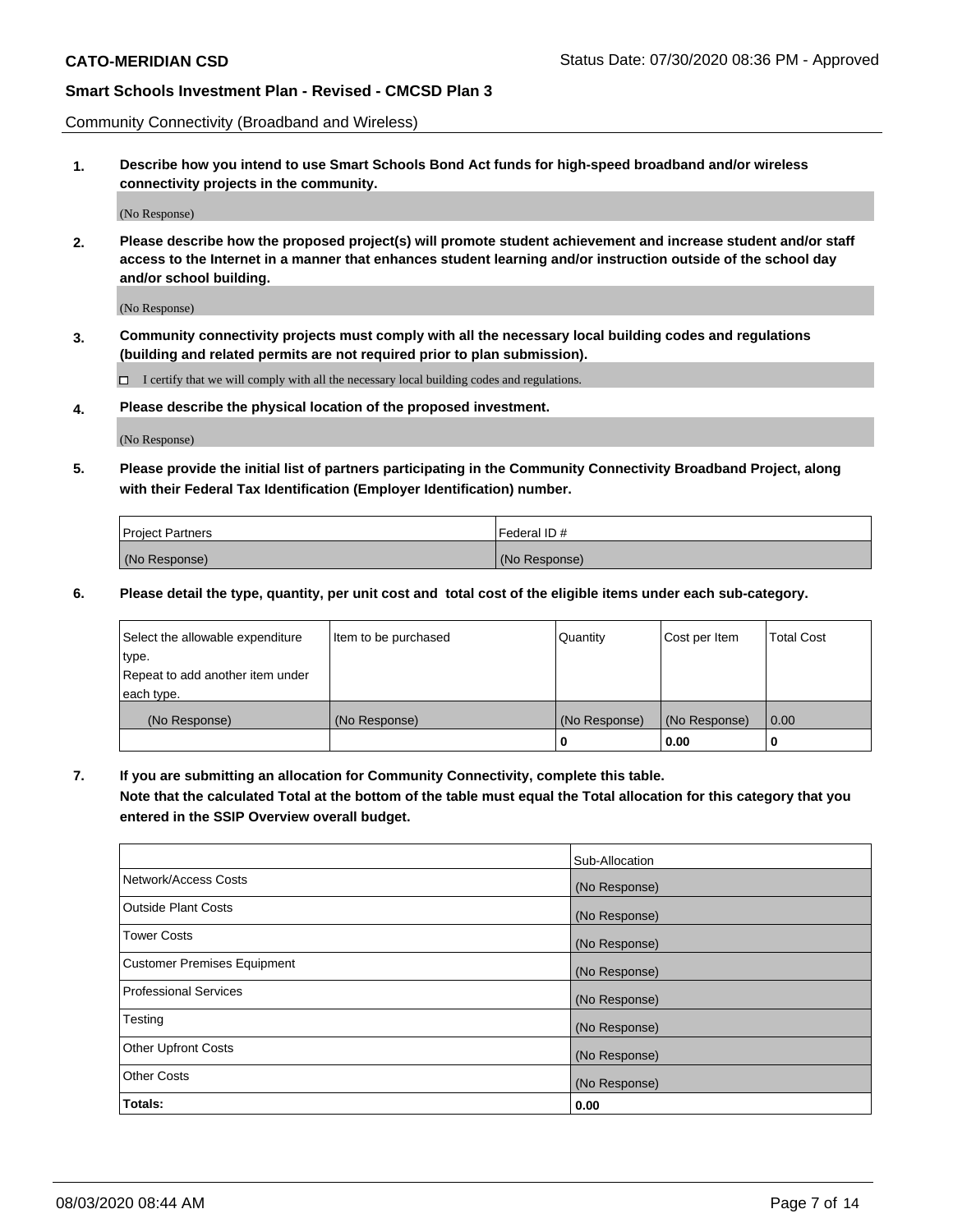Community Connectivity (Broadband and Wireless)

**1. Describe how you intend to use Smart Schools Bond Act funds for high-speed broadband and/or wireless connectivity projects in the community.**

(No Response)

**2. Please describe how the proposed project(s) will promote student achievement and increase student and/or staff access to the Internet in a manner that enhances student learning and/or instruction outside of the school day and/or school building.**

(No Response)

**3. Community connectivity projects must comply with all the necessary local building codes and regulations (building and related permits are not required prior to plan submission).**

☐ I certify that we will comply with all the necessary local building codes and regulations.

**4. Please describe the physical location of the proposed investment.**

(No Response)

**5. Please provide the initial list of partners participating in the Community Connectivity Broadband Project, along with their Federal Tax Identification (Employer Identification) number.**

| Project Partners | Federal ID # |
|---|---|
| (No Response) | (No Response) |

**6. Please detail the type, quantity, per unit cost and total cost of the eligible items under each sub-category.**

| Select the allowable expenditure type. Repeat to add another item under each type. | Item to be purchased | Quantity | Cost per Item | Total Cost |
|---|---|---|---|---|
| (No Response) | (No Response) | (No Response) | (No Response) | 0.00 |
| | | **0** | **0.00** | **0** |

**7. If you are submitting an allocation for Community Connectivity, complete this table.**
**Note that the calculated Total at the bottom of the table must equal the Total allocation for this category that you entered in the SSIP Overview overall budget.**

| | Sub-Allocation |
|---|---|
| Network/Access Costs | (No Response) |
| Outside Plant Costs | (No Response) |
| Tower Costs | (No Response) |
| Customer Premises Equipment | (No Response) |
| Professional Services | (No Response) |
| Testing | (No Response) |
| Other Upfront Costs | (No Response) |
| Other Costs | (No Response) |
| **Totals:** | **0.00** |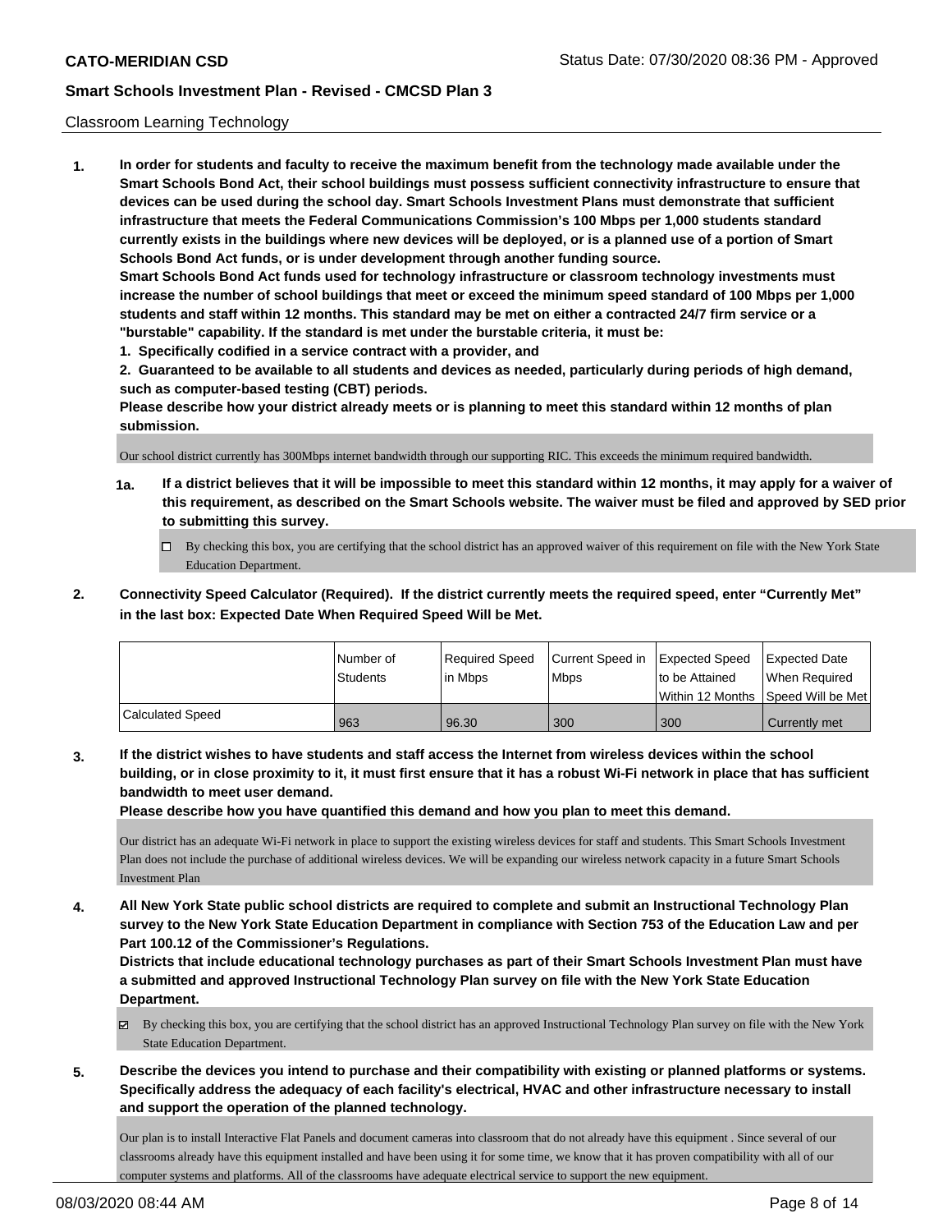## Classroom Learning Technology

**1. In order for students and faculty to receive the maximum benefit from the technology made available under the Smart Schools Bond Act, their school buildings must possess sufficient connectivity infrastructure to ensure that devices can be used during the school day. Smart Schools Investment Plans must demonstrate that sufficient infrastructure that meets the Federal Communications Commission's 100 Mbps per 1,000 students standard currently exists in the buildings where new devices will be deployed, or is a planned use of a portion of Smart Schools Bond Act funds, or is under development through another funding source.**

**Smart Schools Bond Act funds used for technology infrastructure or classroom technology investments must increase the number of school buildings that meet or exceed the minimum speed standard of 100 Mbps per 1,000 students and staff within 12 months. This standard may be met on either a contracted 24/7 firm service or a "burstable" capability. If the standard is met under the burstable criteria, it must be:**

**1. Specifically codified in a service contract with a provider, and**

**2. Guaranteed to be available to all students and devices as needed, particularly during periods of high demand, such as computer-based testing (CBT) periods.**

**Please describe how your district already meets or is planning to meet this standard within 12 months of plan submission.**

Our school district currently has 300Mbps internet bandwidth through our supporting RIC. This exceeds the minimum required bandwidth.

**1a. If a district believes that it will be impossible to meet this standard within 12 months, it may apply for a waiver of this requirement, as described on the Smart Schools website. The waiver must be filed and approved by SED prior to submitting this survey.**

- [ ] By checking this box, you are certifying that the school district has an approved waiver of this requirement on file with the New York State Education Department.

**2. Connectivity Speed Calculator (Required). If the district currently meets the required speed, enter "Currently Met" in the last box: Expected Date When Required Speed Will be Met.**

| | Number of Students | Required Speed in Mbps | Current Speed in Mbps | Expected Speed to be Attained Within 12 Months | Expected Date When Required Speed Will be Met |
|---|---|---|---|---|---|
| Calculated Speed | 963 | 96.30 | 300 | 300 | Currently met |

**3. If the district wishes to have students and staff access the Internet from wireless devices within the school building, or in close proximity to it, it must first ensure that it has a robust Wi-Fi network in place that has sufficient bandwidth to meet user demand.**

**Please describe how you have quantified this demand and how you plan to meet this demand.**

Our district has an adequate Wi-Fi network in place to support the existing wireless devices for staff and students. This Smart Schools Investment Plan does not include the purchase of additional wireless devices. We will be expanding our wireless network capacity in a future Smart Schools Investment Plan

**4. All New York State public school districts are required to complete and submit an Instructional Technology Plan survey to the New York State Education Department in compliance with Section 753 of the Education Law and per Part 100.12 of the Commissioner's Regulations.**

**Districts that include educational technology purchases as part of their Smart Schools Investment Plan must have a submitted and approved Instructional Technology Plan survey on file with the New York State Education Department.**

- [x] By checking this box, you are certifying that the school district has an approved Instructional Technology Plan survey on file with the New York State Education Department.

**5. Describe the devices you intend to purchase and their compatibility with existing or planned platforms or systems. Specifically address the adequacy of each facility's electrical, HVAC and other infrastructure necessary to install and support the operation of the planned technology.**

Our plan is to install Interactive Flat Panels and document cameras into classroom that do not already have this equipment . Since several of our classrooms already have this equipment installed and have been using it for some time, we know that it has proven compatibility with all of our computer systems and platforms. All of the classrooms have adequate electrical service to support the new equipment.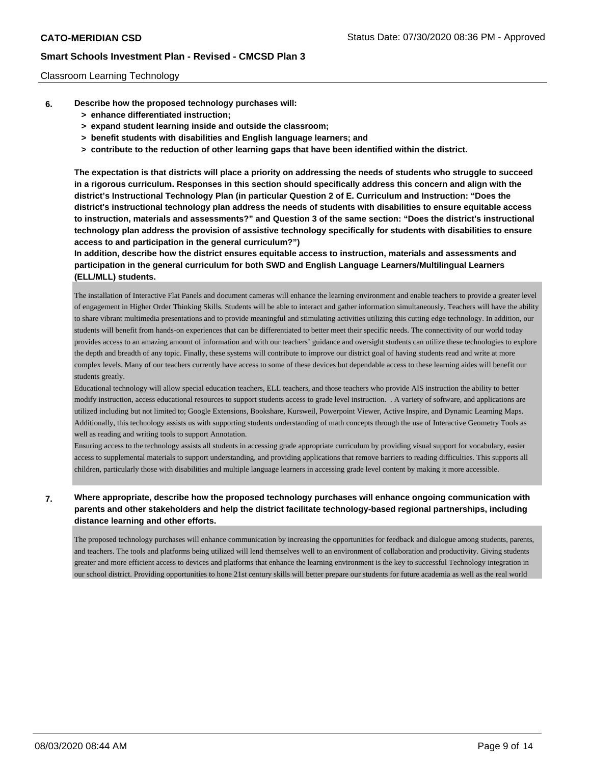Classroom Learning Technology

**6. Describe how the proposed technology purchases will:**

- **> enhance differentiated instruction;**
- **> expand student learning inside and outside the classroom;**
- **> benefit students with disabilities and English language learners; and**
- **> contribute to the reduction of other learning gaps that have been identified within the district.**

**The expectation is that districts will place a priority on addressing the needs of students who struggle to succeed in a rigorous curriculum. Responses in this section should specifically address this concern and align with the district's Instructional Technology Plan (in particular Question 2 of E. Curriculum and Instruction: "Does the district's instructional technology plan address the needs of students with disabilities to ensure equitable access to instruction, materials and assessments?" and Question 3 of the same section: "Does the district's instructional technology plan address the provision of assistive technology specifically for students with disabilities to ensure access to and participation in the general curriculum?")**

**In addition, describe how the district ensures equitable access to instruction, materials and assessments and participation in the general curriculum for both SWD and English Language Learners/Multilingual Learners (ELL/MLL) students.**

The installation of Interactive Flat Panels and document cameras will enhance the learning environment and enable teachers to provide a greater level of engagement in Higher Order Thinking Skills. Students will be able to interact and gather information simultaneously. Teachers will have the ability to share vibrant multimedia presentations and to provide meaningful and stimulating activities utilizing this cutting edge technology. In addition, our students will benefit from hands-on experiences that can be differentiated to better meet their specific needs. The connectivity of our world today provides access to an amazing amount of information and with our teachers' guidance and oversight students can utilize these technologies to explore the depth and breadth of any topic. Finally, these systems will contribute to improve our district goal of having students read and write at more complex levels. Many of our teachers currently have access to some of these devices but dependable access to these learning aides will benefit our students greatly.

Educational technology will allow special education teachers, ELL teachers, and those teachers who provide AIS instruction the ability to better modify instruction, access educational resources to support students access to grade level instruction. . A variety of software, and applications are utilized including but not limited to; Google Extensions, Bookshare, Kursweil, Powerpoint Viewer, Active Inspire, and Dynamic Learning Maps. Additionally, this technology assists us with supporting students understanding of math concepts through the use of Interactive Geometry Tools as well as reading and writing tools to support Annotation.

Ensuring access to the technology assists all students in accessing grade appropriate curriculum by providing visual support for vocabulary, easier access to supplemental materials to support understanding, and providing applications that remove barriers to reading difficulties. This supports all children, particularly those with disabilities and multiple language learners in accessing grade level content by making it more accessible.

**7. Where appropriate, describe how the proposed technology purchases will enhance ongoing communication with parents and other stakeholders and help the district facilitate technology-based regional partnerships, including distance learning and other efforts.**

The proposed technology purchases will enhance communication by increasing the opportunities for feedback and dialogue among students, parents, and teachers. The tools and platforms being utilized will lend themselves well to an environment of collaboration and productivity. Giving students greater and more efficient access to devices and platforms that enhance the learning environment is the key to successful Technology integration in our school district. Providing opportunities to hone 21st century skills will better prepare our students for future academia as well as the real world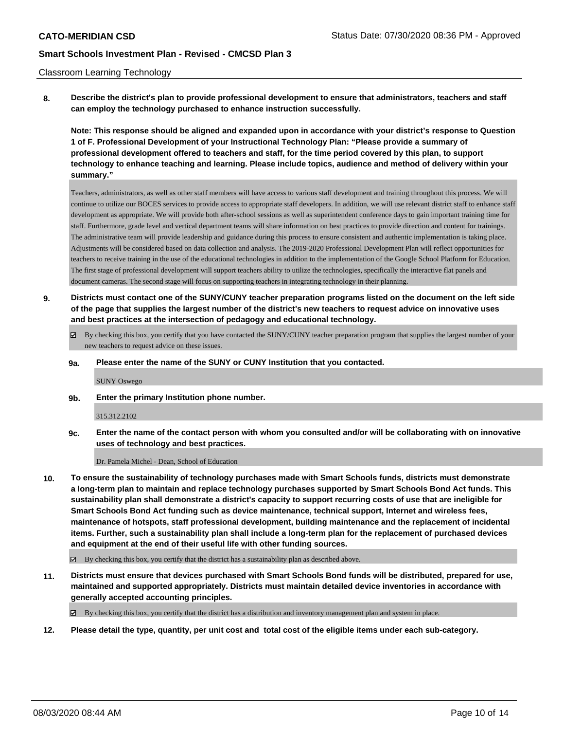Classroom Learning Technology

**8. Describe the district's plan to provide professional development to ensure that administrators, teachers and staff can employ the technology purchased to enhance instruction successfully.**

**Note: This response should be aligned and expanded upon in accordance with your district's response to Question 1 of F. Professional Development of your Instructional Technology Plan: "Please provide a summary of professional development offered to teachers and staff, for the time period covered by this plan, to support technology to enhance teaching and learning. Please include topics, audience and method of delivery within your summary."**

Teachers, administrators, as well as other staff members will have access to various staff development and training throughout this process. We will continue to utilize our BOCES services to provide access to appropriate staff developers. In addition, we will use relevant district staff to enhance staff development as appropriate. We will provide both after-school sessions as well as superintendent conference days to gain important training time for staff. Furthermore, grade level and vertical department teams will share information on best practices to provide direction and content for trainings. The administrative team will provide leadership and guidance during this process to ensure consistent and authentic implementation is taking place. Adjustments will be considered based on data collection and analysis. The 2019-2020 Professional Development Plan will reflect opportunities for teachers to receive training in the use of the educational technologies in addition to the implementation of the Google School Platform for Education. The first stage of professional development will support teachers ability to utilize the technologies, specifically the interactive flat panels and document cameras. The second stage will focus on supporting teachers in integrating technology in their planning.

**9. Districts must contact one of the SUNY/CUNY teacher preparation programs listed on the document on the left side of the page that supplies the largest number of the district's new teachers to request advice on innovative uses and best practices at the intersection of pedagogy and educational technology.**

☑ By checking this box, you certify that you have contacted the SUNY/CUNY teacher preparation program that supplies the largest number of your new teachers to request advice on these issues.

**9a. Please enter the name of the SUNY or CUNY Institution that you contacted.**

SUNY Oswego

**9b. Enter the primary Institution phone number.**

315.312.2102

**9c. Enter the name of the contact person with whom you consulted and/or will be collaborating with on innovative uses of technology and best practices.**

Dr. Pamela Michel - Dean, School of Education

**10. To ensure the sustainability of technology purchases made with Smart Schools funds, districts must demonstrate a long-term plan to maintain and replace technology purchases supported by Smart Schools Bond Act funds. This sustainability plan shall demonstrate a district's capacity to support recurring costs of use that are ineligible for Smart Schools Bond Act funding such as device maintenance, technical support, Internet and wireless fees, maintenance of hotspots, staff professional development, building maintenance and the replacement of incidental items. Further, such a sustainability plan shall include a long-term plan for the replacement of purchased devices and equipment at the end of their useful life with other funding sources.**

☑ By checking this box, you certify that the district has a sustainability plan as described above.

**11. Districts must ensure that devices purchased with Smart Schools Bond funds will be distributed, prepared for use, maintained and supported appropriately. Districts must maintain detailed device inventories in accordance with generally accepted accounting principles.**

☑ By checking this box, you certify that the district has a distribution and inventory management plan and system in place.

**12. Please detail the type, quantity, per unit cost and total cost of the eligible items under each sub-category.**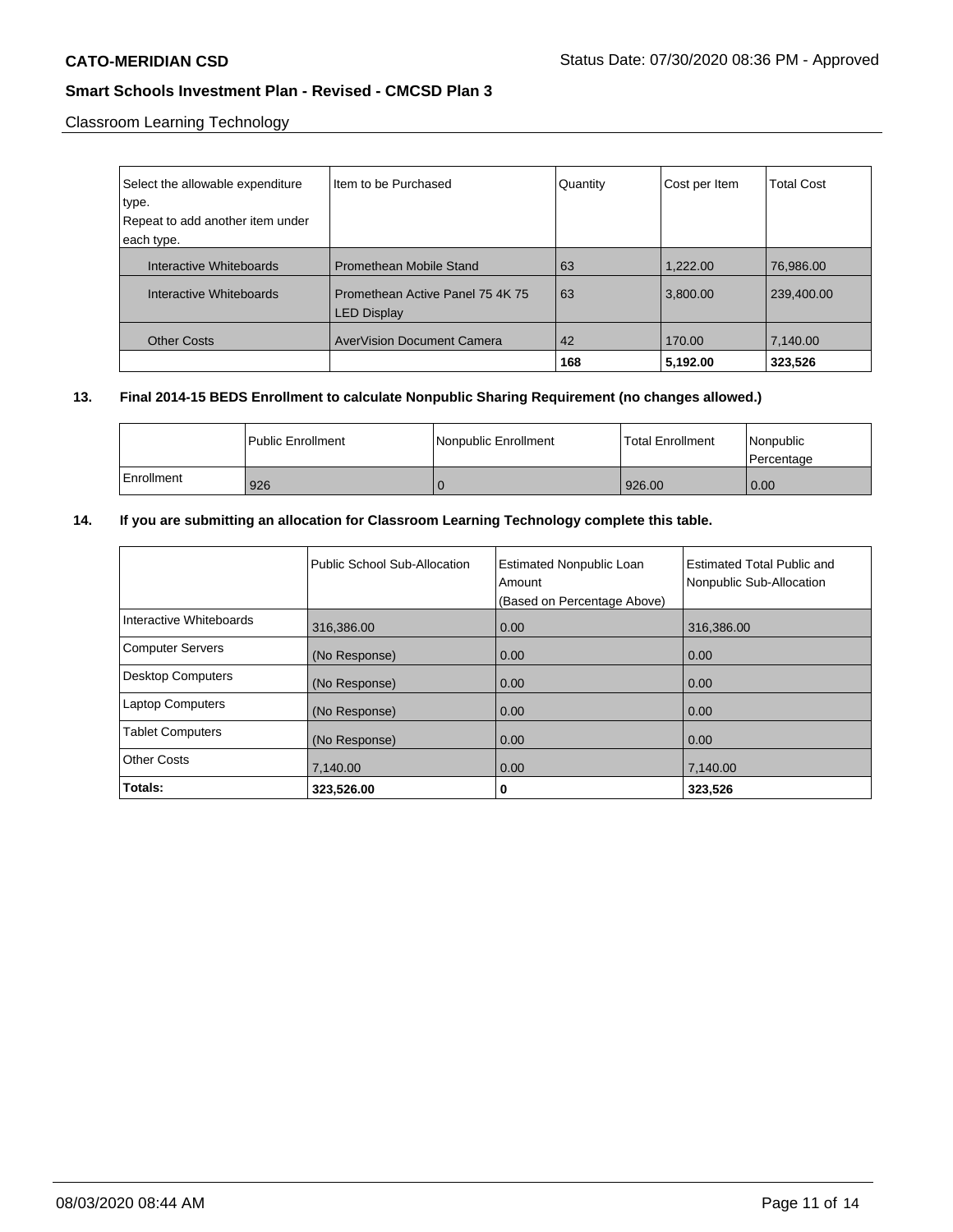Classroom Learning Technology

| Select the allowable expenditure type. Repeat to add another item under each type. | Item to be Purchased | Quantity | Cost per Item | Total Cost |
|---|---|---|---|---|
| Interactive Whiteboards | Promethean Mobile Stand | 63 | 1,222.00 | 76,986.00 |
| Interactive Whiteboards | Promethean Active Panel 75 4K 75 LED Display | 63 | 3,800.00 | 239,400.00 |
| Other Costs | AverVision Document Camera | 42 | 170.00 | 7,140.00 |
| | | **168** | **5,192.00** | **323,526** |

**13. Final 2014-15 BEDS Enrollment to calculate Nonpublic Sharing Requirement (no changes allowed.)**

| | Public Enrollment | Nonpublic Enrollment | Total Enrollment | Nonpublic Percentage |
|---|---|---|---|---|
| Enrollment | 926 | 0 | 926.00 | 0.00 |

**14. If you are submitting an allocation for Classroom Learning Technology complete this table.**

| | Public School Sub-Allocation | Estimated Nonpublic Loan Amount (Based on Percentage Above) | Estimated Total Public and Nonpublic Sub-Allocation |
|---|---|---|---|
| Interactive Whiteboards | 316,386.00 | 0.00 | 316,386.00 |
| Computer Servers | (No Response) | 0.00 | 0.00 |
| Desktop Computers | (No Response) | 0.00 | 0.00 |
| Laptop Computers | (No Response) | 0.00 | 0.00 |
| Tablet Computers | (No Response) | 0.00 | 0.00 |
| Other Costs | 7,140.00 | 0.00 | 7,140.00 |
| **Totals:** | **323,526.00** | **0** | **323,526** |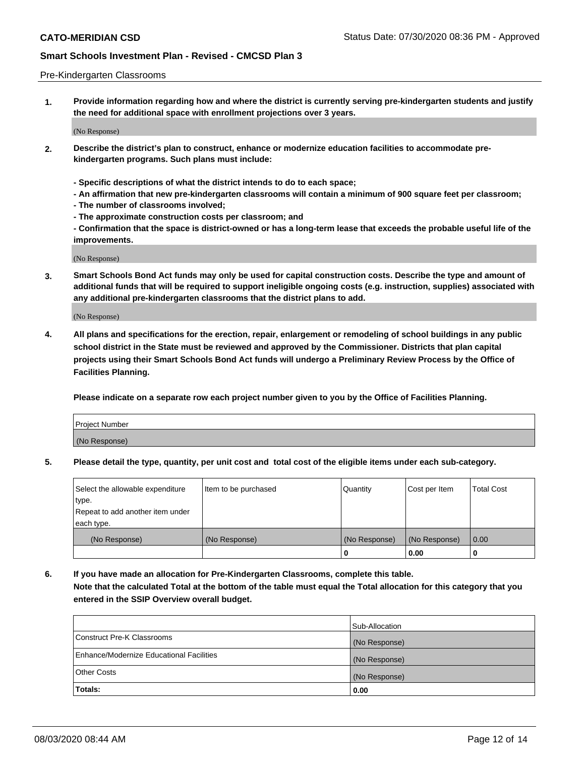Pre-Kindergarten Classrooms

**1. Provide information regarding how and where the district is currently serving pre-kindergarten students and justify the need for additional space with enrollment projections over 3 years.**

(No Response)

**2. Describe the district's plan to construct, enhance or modernize education facilities to accommodate pre-kindergarten programs. Such plans must include:**

**- Specific descriptions of what the district intends to do to each space;**
**- An affirmation that new pre-kindergarten classrooms will contain a minimum of 900 square feet per classroom;**
**- The number of classrooms involved;**
**- The approximate construction costs per classroom; and**
**- Confirmation that the space is district-owned or has a long-term lease that exceeds the probable useful life of the improvements.**

(No Response)

**3. Smart Schools Bond Act funds may only be used for capital construction costs. Describe the type and amount of additional funds that will be required to support ineligible ongoing costs (e.g. instruction, supplies) associated with any additional pre-kindergarten classrooms that the district plans to add.**

(No Response)

**4. All plans and specifications for the erection, repair, enlargement or remodeling of school buildings in any public school district in the State must be reviewed and approved by the Commissioner. Districts that plan capital projects using their Smart Schools Bond Act funds will undergo a Preliminary Review Process by the Office of Facilities Planning.**

**Please indicate on a separate row each project number given to you by the Office of Facilities Planning.**

| Project Number |
|---|
| (No Response) |

**5. Please detail the type, quantity, per unit cost and total cost of the eligible items under each sub-category.**

| Select the allowable expenditure type. Repeat to add another item under each type. | Item to be purchased | Quantity | Cost per Item | Total Cost |
|---|---|---|---|---|
| (No Response) | (No Response) | (No Response) | (No Response) | 0.00 |
| | | 0 | 0.00 | 0 |

**6. If you have made an allocation for Pre-Kindergarten Classrooms, complete this table. Note that the calculated Total at the bottom of the table must equal the Total allocation for this category that you entered in the SSIP Overview overall budget.**

| | Sub-Allocation |
|---|---|
| Construct Pre-K Classrooms | (No Response) |
| Enhance/Modernize Educational Facilities | (No Response) |
| Other Costs | (No Response) |
| **Totals:** | 0.00 |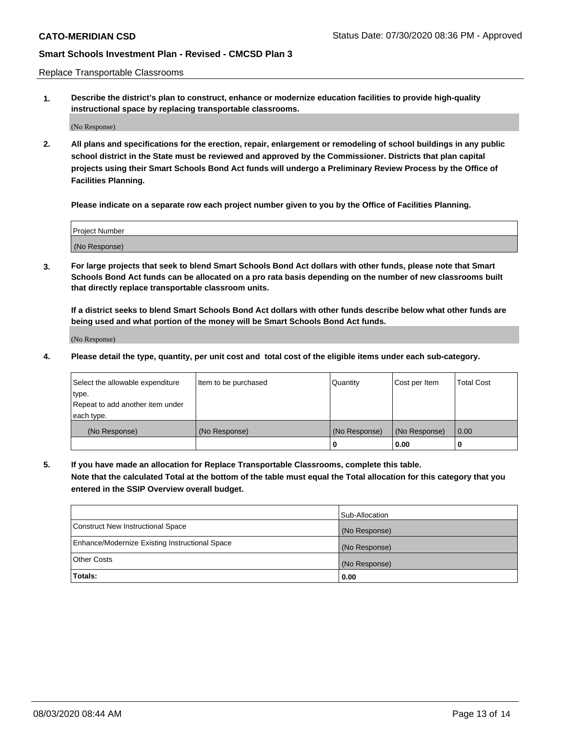Replace Transportable Classrooms

1. **Describe the district's plan to construct, enhance or modernize education facilities to provide high-quality instructional space by replacing transportable classrooms.**

(No Response)

2. **All plans and specifications for the erection, repair, enlargement or remodeling of school buildings in any public school district in the State must be reviewed and approved by the Commissioner. Districts that plan capital projects using their Smart Schools Bond Act funds will undergo a Preliminary Review Process by the Office of Facilities Planning.**

**Please indicate on a separate row each project number given to you by the Office of Facilities Planning.**

| Project Number |
|---|
| (No Response) |

3. **For large projects that seek to blend Smart Schools Bond Act dollars with other funds, please note that Smart Schools Bond Act funds can be allocated on a pro rata basis depending on the number of new classrooms built that directly replace transportable classroom units.**

**If a district seeks to blend Smart Schools Bond Act dollars with other funds describe below what other funds are being used and what portion of the money will be Smart Schools Bond Act funds.**

(No Response)

4. **Please detail the type, quantity, per unit cost and total cost of the eligible items under each sub-category.**

| Select the allowable expenditure type. Repeat to add another item under each type. | Item to be purchased | Quantity | Cost per Item | Total Cost |
|---|---|---|---|---|
| (No Response) | (No Response) | (No Response) | (No Response) | 0.00 |
| | | **0** | **0.00** | **0** |

5. **If you have made an allocation for Replace Transportable Classrooms, complete this table. Note that the calculated Total at the bottom of the table must equal the Total allocation for this category that you entered in the SSIP Overview overall budget.**

| | Sub-Allocation |
|---|---|
| Construct New Instructional Space | (No Response) |
| Enhance/Modernize Existing Instructional Space | (No Response) |
| Other Costs | (No Response) |
| **Totals:** | **0.00** |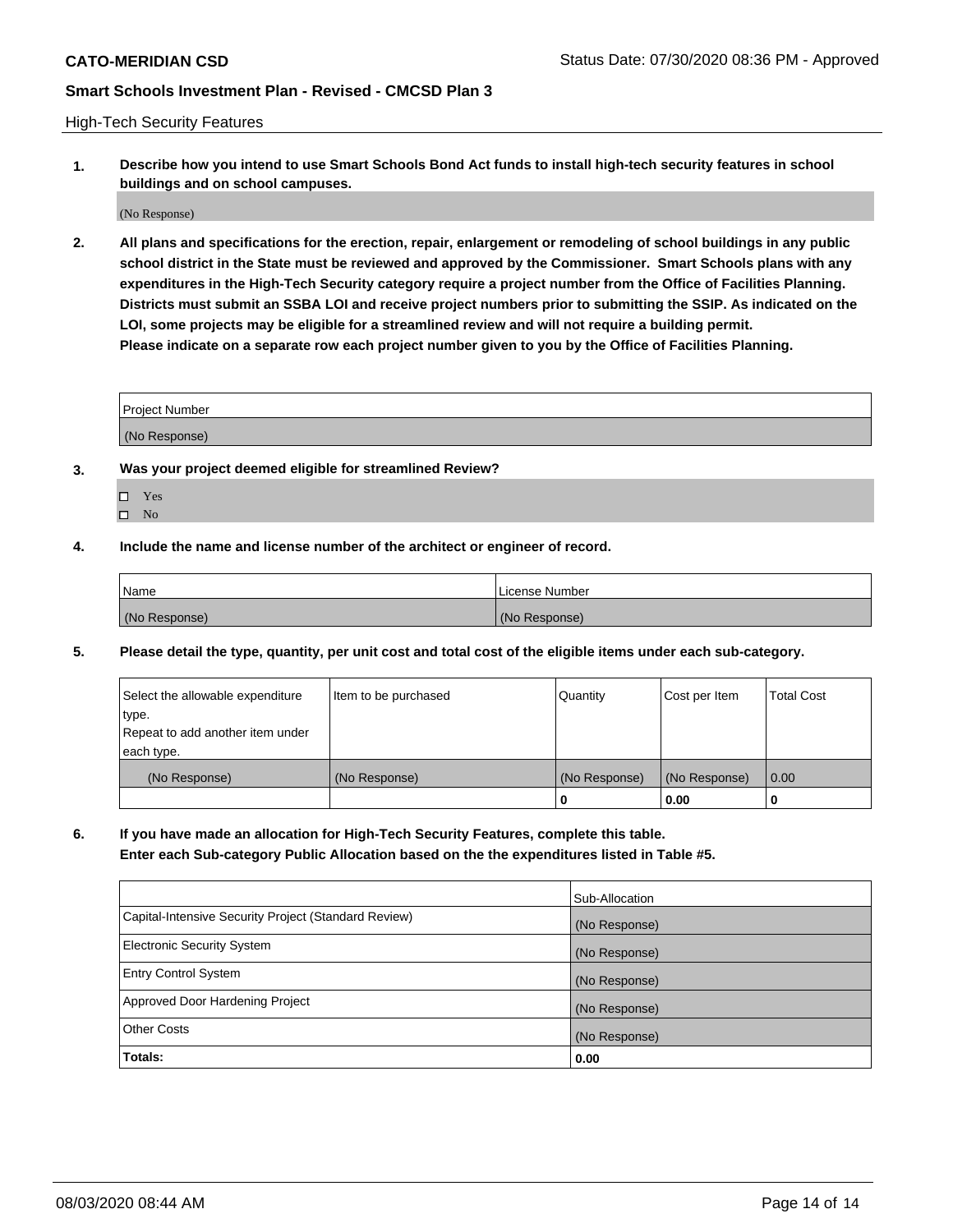High-Tech Security Features

**1. Describe how you intend to use Smart Schools Bond Act funds to install high-tech security features in school buildings and on school campuses.**

(No Response)

**2. All plans and specifications for the erection, repair, enlargement or remodeling of school buildings in any public school district in the State must be reviewed and approved by the Commissioner. Smart Schools plans with any expenditures in the High-Tech Security category require a project number from the Office of Facilities Planning. Districts must submit an SSBA LOI and receive project numbers prior to submitting the SSIP. As indicated on the LOI, some projects may be eligible for a streamlined review and will not require a building permit.**
**Please indicate on a separate row each project number given to you by the Office of Facilities Planning.**

| Project Number |
|---|
| (No Response) |

**3. Was your project deemed eligible for streamlined Review?**

- ☐ Yes
- ☐ No

**4. Include the name and license number of the architect or engineer of record.**

| Name | License Number |
|---|---|
| (No Response) | (No Response) |

**5. Please detail the type, quantity, per unit cost and total cost of the eligible items under each sub-category.**

| Select the allowable expenditure type. Repeat to add another item under each type. | Item to be purchased | Quantity | Cost per Item | Total Cost |
|---|---|---|---|---|
| (No Response) | (No Response) | (No Response) | (No Response) | 0.00 |
| | | 0 | 0.00 | 0 |

**6. If you have made an allocation for High-Tech Security Features, complete this table.**
**Enter each Sub-category Public Allocation based on the the expenditures listed in Table #5.**

| | Sub-Allocation |
|---|---|
| Capital-Intensive Security Project (Standard Review) | (No Response) |
| Electronic Security System | (No Response) |
| Entry Control System | (No Response) |
| Approved Door Hardening Project | (No Response) |
| Other Costs | (No Response) |
| **Totals:** | **0.00** |